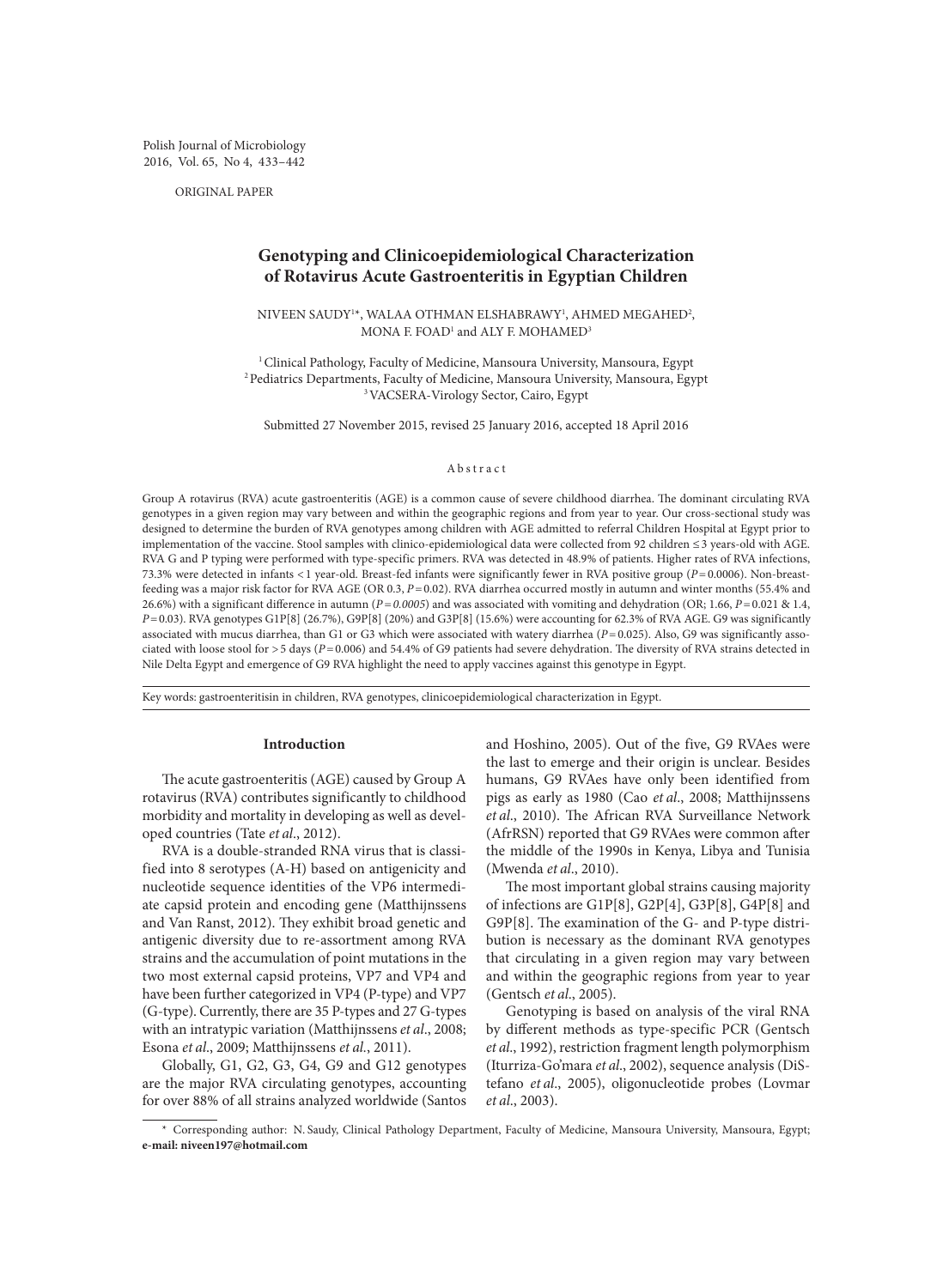ORIGINAL PAPER

# Genotyping and Clinicoepidemiological Characterization of Rotavirus Acute Gastroenteritis in Egyptian Children

NIVEEN SAUDY[1]*, WALAA OTHMAN ELSHABRAWY[1], AHMED MEGAHED[2], MONA F. FOAD[1] and ALY F. MOHAMED[3]

[1] Clinical Pathology, Faculty of Medicine, Mansoura University, Mansoura, Egypt
[2] Pediatrics Departments, Faculty of Medicine, Mansoura University, Mansoura, Egypt
[3] VACSERA-Virology Sector, Cairo, Egypt

Submitted 27 November 2015, revised 25 January 2016, accepted 18 April 2016

## Abstract

Group A rotavirus (RVA) acute gastroenteritis (AGE) is a common cause of severe childhood diarrhea. The dominant circulating RVA genotypes in a given region may vary between and within the geographic regions and from year to year. Our cross-sectional study was designed to determine the burden of RVA genotypes among children with AGE admitted to referral Children Hospital at Egypt prior to implementation of the vaccine. Stool samples with clinico-epidemiological data were collected from 92 children ≤3 years-old with AGE. RVA G and P typing were performed with type-specific primers. RVA was detected in 48.9% of patients. Higher rates of RVA infections, 73.3% were detected in infants <1 year-old. Breast-fed infants were significantly fewer in RVA positive group (*P* = 0.0006). Non-breast-feeding was a major risk factor for RVA AGE (OR 0.3, *P* = 0.02). RVA diarrhea occurred mostly in autumn and winter months (55.4% and 26.6%) with a significant difference in autumn (*P = 0.0005*) and was associated with vomiting and dehydration (OR; 1.66, *P* = 0.021 & 1.4, *P* = 0.03). RVA genotypes G1P[8] (26.7%), G9P[8] (20%) and G3P[8] (15.6%) were accounting for 62.3% of RVA AGE. G9 was significantly associated with mucus diarrhea, than G1 or G3 which were associated with watery diarrhea (*P* = 0.025). Also, G9 was significantly associated with loose stool for >5 days (*P* = 0.006) and 54.4% of G9 patients had severe dehydration. The diversity of RVA strains detected in Nile Delta Egypt and emergence of G9 RVA highlight the need to apply vaccines against this genotype in Egypt.

Key words: gastroenteritisin in children, RVA genotypes, clinicoepidemiological characterization in Egypt.

## Introduction

The acute gastroenteritis (AGE) caused by Group A rotavirus (RVA) contributes significantly to childhood morbidity and mortality in developing as well as developed countries (Tate *et al*., 2012).

RVA is a double-stranded RNA virus that is classified into 8 serotypes (A-H) based on antigenicity and nucleotide sequence identities of the VP6 intermediate capsid protein and encoding gene (Matthijnssens and Van Ranst, 2012). They exhibit broad genetic and antigenic diversity due to re-assortment among RVA strains and the accumulation of point mutations in the two most external capsid proteins, VP7 and VP4 and have been further categorized in VP4 (P-type) and VP7 (G-type). Currently, there are 35 P-types and 27 G-types with an intratypic variation (Matthijnssens *et al*., 2008; Esona *et al*., 2009; Matthijnssens *et al*., 2011).

Globally, G1, G2, G3, G4, G9 and G12 genotypes are the major RVA circulating genotypes, accounting for over 88% of all strains analyzed worldwide (Santos and Hoshino, 2005). Out of the five, G9 RVAes were the last to emerge and their origin is unclear. Besides humans, G9 RVAes have only been identified from pigs as early as 1980 (Cao *et al*., 2008; Matthijnssens *et al*., 2010). The African RVA Surveillance Network (AfrRSN) reported that G9 RVAes were common after the middle of the 1990s in Kenya, Libya and Tunisia (Mwenda *et al*., 2010).

The most important global strains causing majority of infections are G1P[8], G2P[4], G3P[8], G4P[8] and G9P[8]. The examination of the G- and P-type distribution is necessary as the dominant RVA genotypes that circulating in a given region may vary between and within the geographic regions from year to year (Gentsch *et al*., 2005).

Genotyping is based on analysis of the viral RNA by different methods as type-specific PCR (Gentsch *et al*., 1992), restriction fragment length polymorphism (Iturriza-Go'mara *et al*., 2002), sequence analysis (DiStefano *et al*., 2005), oligonucleotide probes (Lovmar *et al*., 2003).

\* Corresponding author: N. Saudy, Clinical Pathology Department, Faculty of Medicine, Mansoura University, Mansoura, Egypt; **e-mail: niveen197@hotmail.com**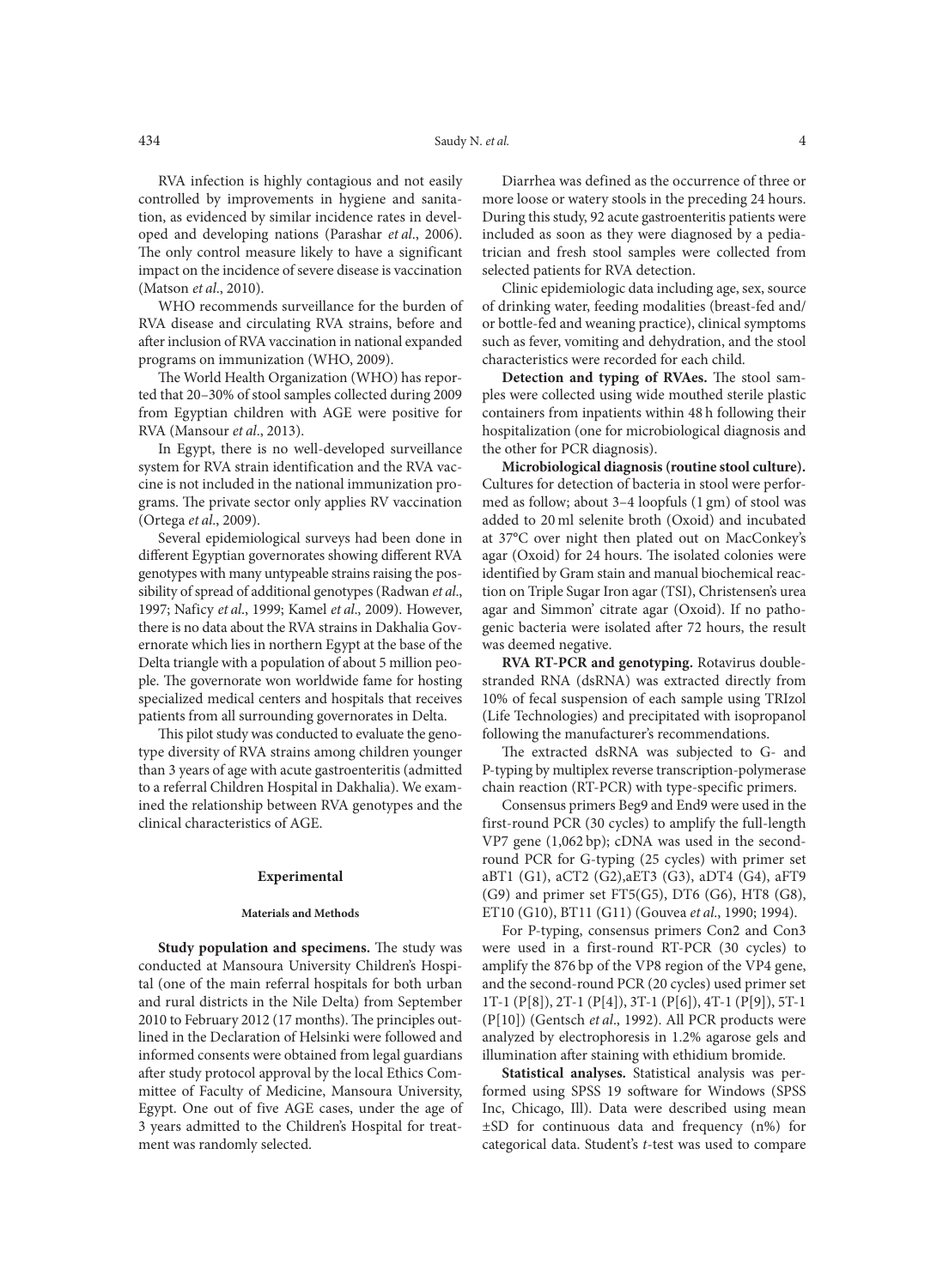RVA infection is highly contagious and not easily controlled by improvements in hygiene and sanitation, as evidenced by similar incidence rates in developed and developing nations (Parashar *et al*., 2006). The only control measure likely to have a significant impact on the incidence of severe disease is vaccination (Matson *et al*., 2010).

WHO recommends surveillance for the burden of RVA disease and circulating RVA strains, before and after inclusion of RVA vaccination in national expanded programs on immunization (WHO, 2009).

The World Health Organization (WHO) has reported that 20–30% of stool samples collected during 2009 from Egyptian children with AGE were positive for RVA (Mansour *et al*., 2013).

In Egypt, there is no well-developed surveillance system for RVA strain identification and the RVA vaccine is not included in the national immunization programs. The private sector only applies RV vaccination (Ortega *et al*., 2009).

Several epidemiological surveys had been done in different Egyptian governorates showing different RVA genotypes with many untypeable strains raising the possibility of spread of additional genotypes (Radwan *et al*., 1997; Naficy *et al*., 1999; Kamel *et al*., 2009). However, there is no data about the RVA strains in Dakhalia Governorate which lies in northern Egypt at the base of the Delta triangle with a population of about 5 million people. The governorate won worldwide fame for hosting specialized medical centers and hospitals that receives patients from all surrounding governorates in Delta.

This pilot study was conducted to evaluate the genotype diversity of RVA strains among children younger than 3 years of age with acute gastroenteritis (admitted to a referral Children Hospital in Dakhalia). We examined the relationship between RVA genotypes and the clinical characteristics of AGE.

## Experimental

### Materials and Methods

**Study population and specimens.** The study was conducted at Mansoura University Children's Hospital (one of the main referral hospitals for both urban and rural districts in the Nile Delta) from September 2010 to February 2012 (17 months). The principles outlined in the Declaration of Helsinki were followed and informed consents were obtained from legal guardians after study protocol approval by the local Ethics Committee of Faculty of Medicine, Mansoura University, Egypt. One out of five AGE cases, under the age of 3 years admitted to the Children's Hospital for treatment was randomly selected.

Diarrhea was defined as the occurrence of three or more loose or watery stools in the preceding 24 hours. During this study, 92 acute gastroenteritis patients were included as soon as they were diagnosed by a pediatrician and fresh stool samples were collected from selected patients for RVA detection.

Clinic epidemiologic data including age, sex, source of drinking water, feeding modalities (breast-fed and/or bottle-fed and weaning practice), clinical symptoms such as fever, vomiting and dehydration, and the stool characteristics were recorded for each child.

**Detection and typing of RVAes.** The stool samples were collected using wide mouthed sterile plastic containers from inpatients within 48 h following their hospitalization (one for microbiological diagnosis and the other for PCR diagnosis).

**Microbiological diagnosis (routine stool culture).** Cultures for detection of bacteria in stool were performed as follow; about 3–4 loopfuls (1 gm) of stool was added to 20 ml selenite broth (Oxoid) and incubated at 37°C over night then plated out on MacConkey's agar (Oxoid) for 24 hours. The isolated colonies were identified by Gram stain and manual biochemical reaction on Triple Sugar Iron agar (TSI), Christensen's urea agar and Simmon' citrate agar (Oxoid). If no pathogenic bacteria were isolated after 72 hours, the result was deemed negative.

**RVA RT-PCR and genotyping.** Rotavirus double-stranded RNA (dsRNA) was extracted directly from 10% of fecal suspension of each sample using TRIzol (Life Technologies) and precipitated with isopropanol following the manufacturer's recommendations.

The extracted dsRNA was subjected to G- and P-typing by multiplex reverse transcription-polymerase chain reaction (RT-PCR) with type-specific primers.

Consensus primers Beg9 and End9 were used in the first-round PCR (30 cycles) to amplify the full-length VP7 gene (1,062 bp); cDNA was used in the second-round PCR for G-typing (25 cycles) with primer set aBT1 (G1), aCT2 (G2),aET3 (G3), aDT4 (G4), aFT9 (G9) and primer set FT5(G5), DT6 (G6), HT8 (G8), ET10 (G10), BT11 (G11) (Gouvea *et al*., 1990; 1994).

For P-typing, consensus primers Con2 and Con3 were used in a first-round RT-PCR (30 cycles) to amplify the 876 bp of the VP8 region of the VP4 gene, and the second-round PCR (20 cycles) used primer set 1T-1 (P[8]), 2T-1 (P[4]), 3T-1 (P[6]), 4T-1 (P[9]), 5T-1 (P[10]) (Gentsch *et al*., 1992). All PCR products were analyzed by electrophoresis in 1.2% agarose gels and illumination after staining with ethidium bromide.

**Statistical analyses.** Statistical analysis was performed using SPSS 19 software for Windows (SPSS Inc, Chicago, Ill). Data were described using mean ±SD for continuous data and frequency (n%) for categorical data. Student's *t*-test was used to compare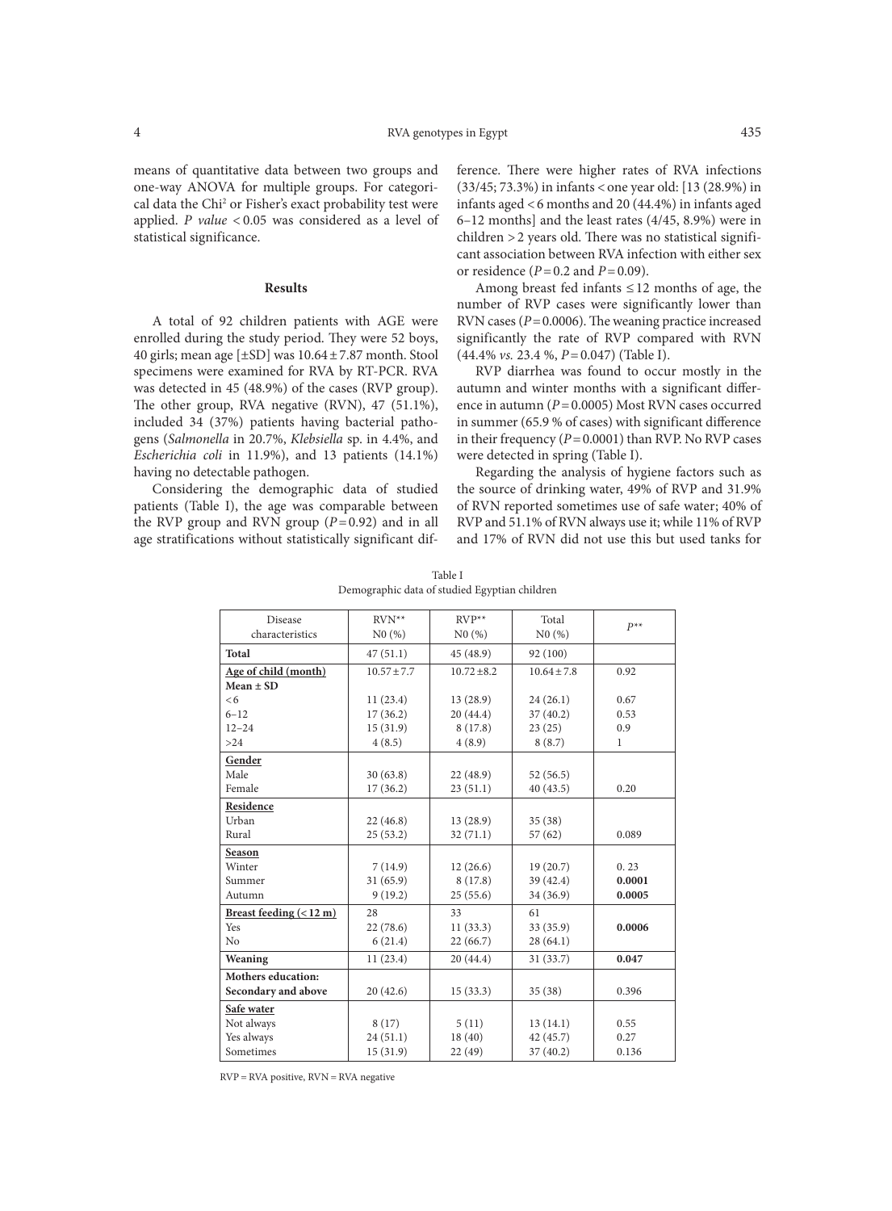means of quantitative data between two groups and one-way ANOVA for multiple groups. For categorical data the $Chi^2$ or Fisher's exact probability test were applied. *P value* < 0.05 was considered as a level of statistical significance.

## Results

A total of 92 children patients with AGE were enrolled during the study period. They were 52 boys, 40 girls; mean age [±SD] was 10.64 ± 7.87 month. Stool specimens were examined for RVA by RT-PCR. RVA was detected in 45 (48.9%) of the cases (RVP group). The other group, RVA negative (RVN), 47 (51.1%), included 34 (37%) patients having bacterial pathogens (*Salmonella* in 20.7%, *Klebsiella* sp. in 4.4%, and *Escherichia coli* in 11.9%), and 13 patients (14.1%) having no detectable pathogen.

Considering the demographic data of studied patients (Table I), the age was comparable between the RVP group and RVN group ($P = 0.92$) and in all age stratifications without statistically significant difference. There were higher rates of RVA infections (33/45; 73.3%) in infants < one year old: [13 (28.9%) in infants aged < 6 months and 20 (44.4%) in infants aged 6–12 months] and the least rates (4/45, 8.9%) were in children > 2 years old. There was no statistical significant association between RVA infection with either sex or residence ($P = 0.2$ and $P = 0.09$).

Among breast fed infants ≤ 12 months of age, the number of RVP cases were significantly lower than RVN cases ($P = 0.0006$). The weaning practice increased significantly the rate of RVP compared with RVN (44.4% *vs.* 23.4 %, $P = 0.047$) (Table I).

RVP diarrhea was found to occur mostly in the autumn and winter months with a significant difference in autumn ($P = 0.0005$) Most RVN cases occurred in summer (65.9 % of cases) with significant difference in their frequency ($P = 0.0001$) than RVP. No RVP cases were detected in spring (Table I).

Regarding the analysis of hygiene factors such as the source of drinking water, 49% of RVP and 31.9% of RVN reported sometimes use of safe water; 40% of RVP and 51.1% of RVN always use it; while 11% of RVP and 17% of RVN did not use this but used tanks for

Table I
Demographic data of studied Egyptian children

| Disease characteristics | RVN** N0 (%) | RVP** N0 (%) | Total N0 (%) | P** |
|---|---|---|---|---|
| **Total** | 47 (51.1) | 45 (48.9) | 92 (100) | |
| **Age of child (month)** | | | | |
| **Mean ± SD** | 10.57 ± 7.7 | 10.72 ±8.2 | 10.64 ± 7.8 | 0.92 |
| < 6 | 11 (23.4) | 13 (28.9) | 24 (26.1) | 0.67 |
| 6–12 | 17 (36.2) | 20 (44.4) | 37 (40.2) | 0.53 |
| 12–24 | 15 (31.9) | 8 (17.8) | 23 (25) | 0.9 |
| >24 | 4 (8.5) | 4 (8.9) | 8 (8.7) | 1 |
| **Gender** | | | | |
| Male | 30 (63.8) | 22 (48.9) | 52 (56.5) | |
| Female | 17 (36.2) | 23 (51.1) | 40 (43.5) | 0.20 |
| **Residence** | | | | |
| Urban | 22 (46.8) | 13 (28.9) | 35 (38) | |
| Rural | 25 (53.2) | 32 (71.1) | 57 (62) | 0.089 |
| **Season** | | | | |
| Winter | 7 (14.9) | 12 (26.6) | 19 (20.7) | 0. 23 |
| Summer | 31 (65.9) | 8 (17.8) | 39 (42.4) | **0.0001** |
| Autumn | 9 (19.2) | 25 (55.6) | 34 (36.9) | **0.0005** |
| **Breast feeding (< 12 m)** | 28 | 33 | 61 | |
| Yes | 22 (78.6) | 11 (33.3) | 33 (35.9) | **0.0006** |
| No | 6 (21.4) | 22 (66.7) | 28 (64.1) | |
| **Weaning** | 11 (23.4) | 20 (44.4) | 31 (33.7) | **0.047** |
| **Mothers education:** | | | | |
| **Secondary and above** | 20 (42.6) | 15 (33.3) | 35 (38) | 0.396 |
| **Safe water** | | | | |
| Not always | 8 (17) | 5 (11) | 13 (14.1) | 0.55 |
| Yes always | 24 (51.1) | 18 (40) | 42 (45.7) | 0.27 |
| Sometimes | 15 (31.9) | 22 (49) | 37 (40.2) | 0.136 |

RVP = RVA positive, RVN = RVA negative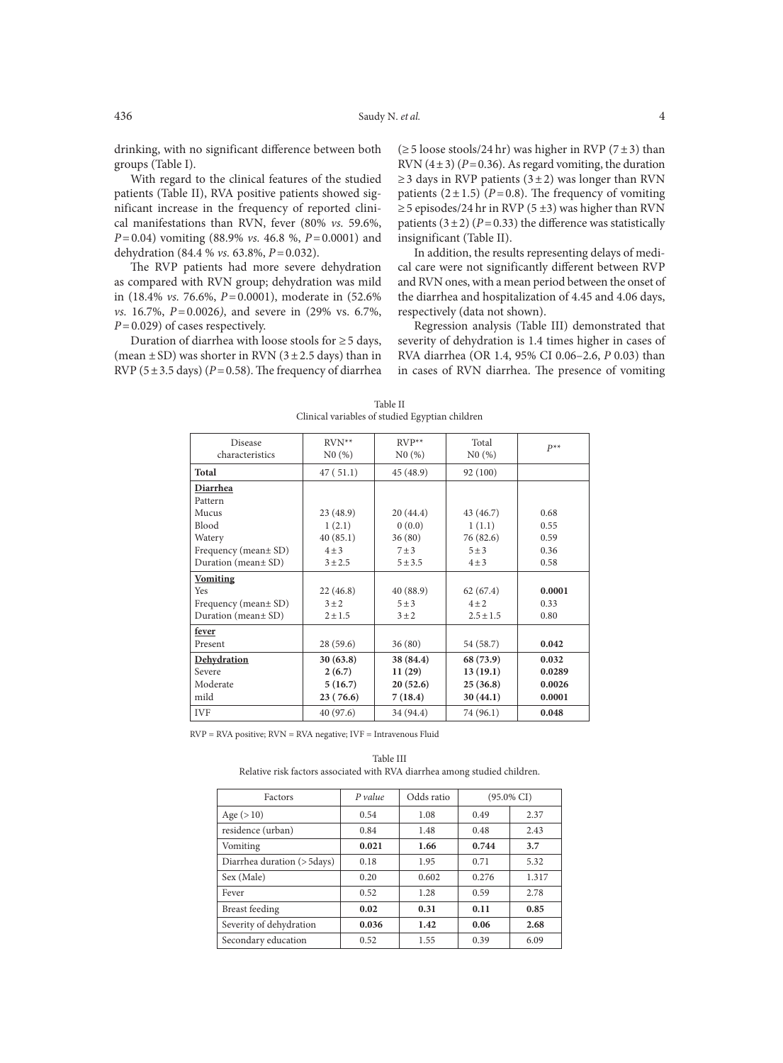drinking, with no significant difference between both groups (Table I).

With regard to the clinical features of the studied patients (Table II), RVA positive patients showed significant increase in the frequency of reported clinical manifestations than RVN, fever (80% *vs.* 59.6%, $P = 0.04$) vomiting (88.9% *vs.* 46.8 %, $P = 0.0001$) and dehydration (84.4 % *vs.* 63.8%, $P = 0.032$).

The RVP patients had more severe dehydration as compared with RVN group; dehydration was mild in (18.4% *vs.* 76.6%, $P = 0.0001$), moderate in (52.6% *vs.* 16.7%, $P = 0.0026$), and severe in (29% vs. 6.7%, $P = 0.029$) of cases respectively.

Duration of diarrhea with loose stools for ≥ 5 days, (mean ± SD) was shorter in RVN (3 ± 2.5 days) than in RVP (5 ± 3.5 days) ($P = 0.58$). The frequency of diarrhea (≥ 5 loose stools/24 hr) was higher in RVP (7 ± 3) than RVN (4 ± 3) ($P = 0.36$). As regard vomiting, the duration ≥ 3 days in RVP patients (3 ± 2) was longer than RVN patients (2 ± 1.5) ($P = 0.8$). The frequency of vomiting ≥ 5 episodes/24 hr in RVP (5 ±3) was higher than RVN patients (3 ± 2) ($P = 0.33$) the difference was statistically insignificant (Table II).

In addition, the results representing delays of medical care were not significantly different between RVP and RVN ones, with a mean period between the onset of the diarrhea and hospitalization of 4.45 and 4.06 days, respectively (data not shown).

Regression analysis (Table III) demonstrated that severity of dehydration is 1.4 times higher in cases of RVA diarrhea (OR 1.4, 95% CI 0.06–2.6, *P* 0.03) than in cases of RVN diarrhea. The presence of vomiting

Table II
Clinical variables of studied Egyptian children

| Disease characteristics | RVN** N0 (%) | RVP** N0 (%) | Total N0 (%) | *P*** |
|---|---|---|---|---|
| **Total** | 47 ( 51.1) | 45 (48.9) | 92 (100) | |
| **Diarrhea** | | | | |
| Pattern | | | | |
| Mucus | 23 (48.9) | 20 (44.4) | 43 (46.7) | 0.68 |
| Blood | 1 (2.1) | 0 (0.0) | 1 (1.1) | 0.55 |
| Watery | 40 (85.1) | 36 (80) | 76 (82.6) | 0.59 |
| Frequency (mean± SD) | 4 ± 3 | 7 ± 3 | 5 ± 3 | 0.36 |
| Duration (mean± SD) | 3 ± 2.5 | 5 ± 3.5 | 4 ± 3 | 0.58 |
| **Vomiting** | | | | |
| Yes | 22 (46.8) | 40 (88.9) | 62 (67.4) | **0.0001** |
| Frequency (mean± SD) | 3 ± 2 | 5 ± 3 | 4 ± 2 | 0.33 |
| Duration (mean± SD) | 2 ± 1.5 | 3 ± 2 | 2.5 ± 1.5 | 0.80 |
| **fever** | | | | |
| Present | 28 (59.6) | 36 (80) | 54 (58.7) | **0.042** |
| **Dehydration** | **30 (63.8)** | **38 (84.4)** | **68 (73.9)** | **0.032** |
| Severe | **2 (6.7)** | **11 (29)** | **13 (19.1)** | **0.0289** |
| Moderate | **5 (16.7)** | **20 (52.6)** | **25 (36.8)** | **0.0026** |
| mild | **23 ( 76.6)** | **7 (18.4)** | **30 (44.1)** | **0.0001** |
| IVF | 40 (97.6) | 34 (94.4) | 74 (96.1) | **0.048** |

RVP = RVA positive; RVN = RVA negative; IVF = Intravenous Fluid

Table III
Relative risk factors associated with RVA diarrhea among studied children.

| Factors | *P value* | Odds ratio | (95.0% CI) | |
|---|---|---|---|---|
| Age (> 10) | 0.54 | 1.08 | 0.49 | 2.37 |
| residence (urban) | 0.84 | 1.48 | 0.48 | 2.43 |
| Vomiting | **0.021** | **1.66** | **0.744** | **3.7** |
| Diarrhea duration (> 5days) | 0.18 | 1.95 | 0.71 | 5.32 |
| Sex (Male) | 0.20 | 0.602 | 0.276 | 1.317 |
| Fever | 0.52 | 1.28 | 0.59 | 2.78 |
| Breast feeding | **0.02** | **0.31** | **0.11** | **0.85** |
| Severity of dehydration | **0.036** | **1.42** | **0.06** | **2.68** |
| Secondary education | 0.52 | 1.55 | 0.39 | 6.09 |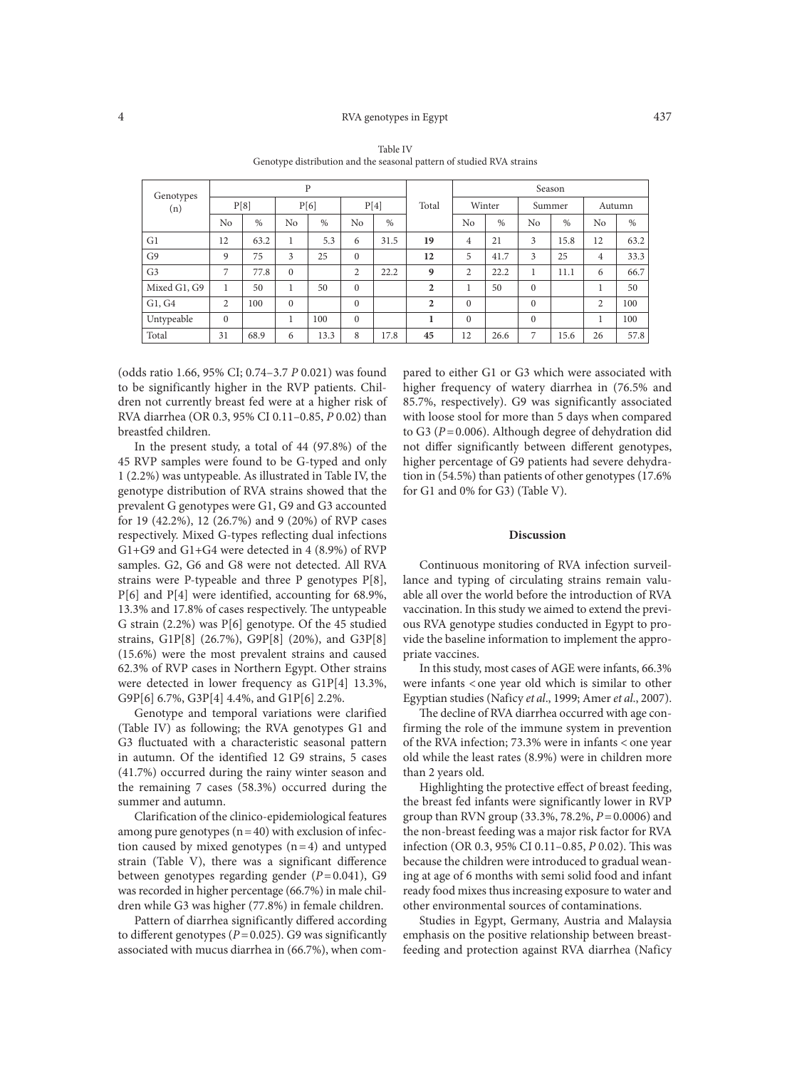Table IV
Genotype distribution and the seasonal pattern of studied RVA strains

| Genotypes (n) | P | | | | | | Total | Season | | | | | |
|---|---|---|---|---|---|---|---|---|---|---|---|---|---|
| | P[8] | | P[6] | | P[4] | | | Winter | | Summer | | Autumn | |
| | No | % | No | % | No | % | | No | % | No | % | No | % |
| G1 | 12 | 63.2 | 1 | 5.3 | 6 | 31.5 | **19** | 4 | 21 | 3 | 15.8 | 12 | 63.2 |
| G9 | 9 | 75 | 3 | 25 | 0 | | **12** | 5 | 41.7 | 3 | 25 | 4 | 33.3 |
| G3 | 7 | 77.8 | 0 | | 2 | 22.2 | **9** | 2 | 22.2 | 1 | 11.1 | 6 | 66.7 |
| Mixed G1, G9 | 1 | 50 | 1 | 50 | 0 | | **2** | 1 | 50 | 0 | | 1 | 50 |
| G1, G4 | 2 | 100 | 0 | | 0 | | **2** | 0 | | 0 | | 2 | 100 |
| Untypeable | 0 | | 1 | 100 | 0 | | **1** | 0 | | 0 | | 1 | 100 |
| Total | 31 | 68.9 | 6 | 13.3 | 8 | 17.8 | **45** | 12 | 26.6 | 7 | 15.6 | 26 | 57.8 |

(odds ratio 1.66, 95% CI; 0.74–3.7 *P* 0.021) was found to be significantly higher in the RVP patients. Children not currently breast fed were at a higher risk of RVA diarrhea (OR 0.3, 95% CI 0.11–0.85, *P* 0.02) than breastfed children.

In the present study, a total of 44 (97.8%) of the 45 RVP samples were found to be G-typed and only 1 (2.2%) was untypeable. As illustrated in Table IV, the genotype distribution of RVA strains showed that the prevalent G genotypes were G1, G9 and G3 accounted for 19 (42.2%), 12 (26.7%) and 9 (20%) of RVP cases respectively. Mixed G-types reflecting dual infections G1+G9 and G1+G4 were detected in 4 (8.9%) of RVP samples. G2, G6 and G8 were not detected. All RVA strains were P-typeable and three P genotypes P[8], P[6] and P[4] were identified, accounting for 68.9%, 13.3% and 17.8% of cases respectively. The untypeable G strain (2.2%) was P[6] genotype. Of the 45 studied strains, G1P[8] (26.7%), G9P[8] (20%), and G3P[8] (15.6%) were the most prevalent strains and caused 62.3% of RVP cases in Northern Egypt. Other strains were detected in lower frequency as G1P[4] 13.3%, G9P[6] 6.7%, G3P[4] 4.4%, and G1P[6] 2.2%.

Genotype and temporal variations were clarified (Table IV) as following; the RVA genotypes G1 and G3 fluctuated with a characteristic seasonal pattern in autumn. Of the identified 12 G9 strains, 5 cases (41.7%) occurred during the rainy winter season and the remaining 7 cases (58.3%) occurred during the summer and autumn.

Clarification of the clinico-epidemiological features among pure genotypes ($n=40$) with exclusion of infection caused by mixed genotypes ($n=4$) and untyped strain (Table V), there was a significant difference between genotypes regarding gender ($P=0.041$), G9 was recorded in higher percentage (66.7%) in male children while G3 was higher (77.8%) in female children.

Pattern of diarrhea significantly differed according to different genotypes ($P=0.025$). G9 was significantly associated with mucus diarrhea in (66.7%), when compared to either G1 or G3 which were associated with higher frequency of watery diarrhea in (76.5% and 85.7%, respectively). G9 was significantly associated with loose stool for more than 5 days when compared to G3 ($P=0.006$). Although degree of dehydration did not differ significantly between different genotypes, higher percentage of G9 patients had severe dehydration in (54.5%) than patients of other genotypes (17.6% for G1 and 0% for G3) (Table V).

## Discussion

Continuous monitoring of RVA infection surveillance and typing of circulating strains remain valuable all over the world before the introduction of RVA vaccination. In this study we aimed to extend the previous RVA genotype studies conducted in Egypt to provide the baseline information to implement the appropriate vaccines.

In this study, most cases of AGE were infants, 66.3% were infants < one year old which is similar to other Egyptian studies (Naficy *et al*., 1999; Amer *et al*., 2007).

The decline of RVA diarrhea occurred with age confirming the role of the immune system in prevention of the RVA infection; 73.3% were in infants < one year old while the least rates (8.9%) were in children more than 2 years old.

Highlighting the protective effect of breast feeding, the breast fed infants were significantly lower in RVP group than RVN group (33.3%, 78.2%, $P=0.0006$) and the non-breast feeding was a major risk factor for RVA infection (OR 0.3, 95% CI 0.11–0.85, *P* 0.02). This was because the children were introduced to gradual weaning at age of 6 months with semi solid food and infant ready food mixes thus increasing exposure to water and other environmental sources of contaminations.

Studies in Egypt, Germany, Austria and Malaysia emphasis on the positive relationship between breastfeeding and protection against RVA diarrhea (Naficy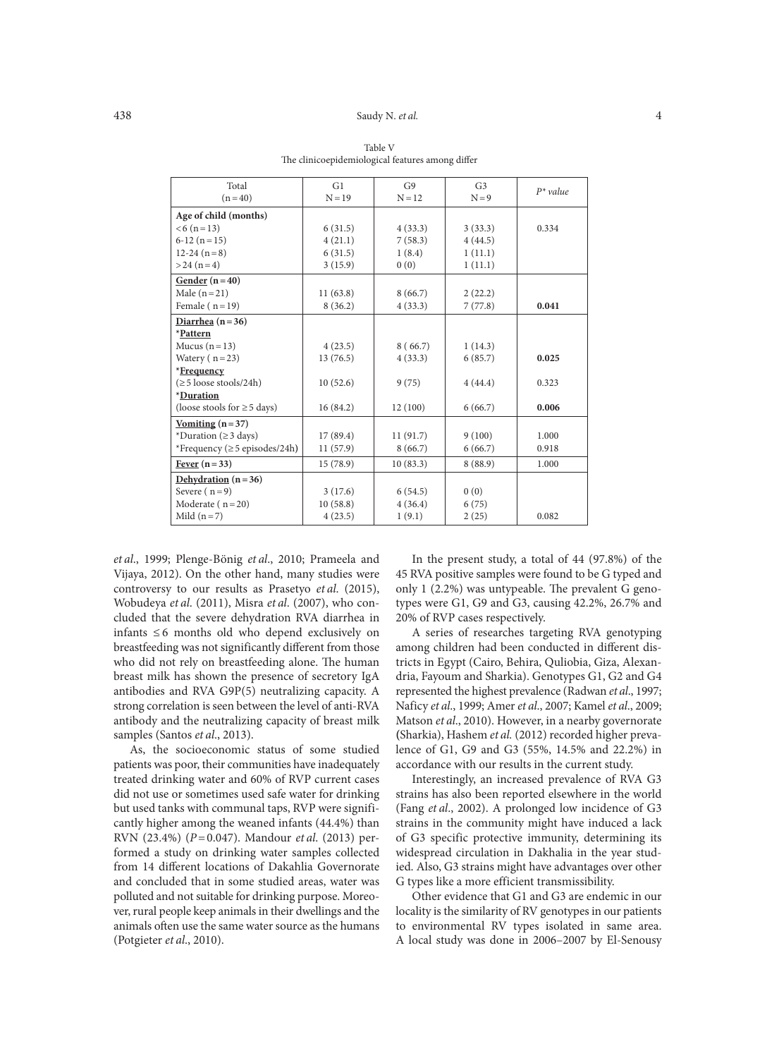Table V
The clinicoepidemiological features among differ

| Total (n = 40) | G1 N = 19 | G9 N = 12 | G3 N = 9 | *P\* value* |
|---|---|---|---|---|
| **Age of child (months)** | | | | |
| <6 (n = 13) | 6 (31.5) | 4 (33.3) | 3 (33.3) | 0.334 |
| 6-12 (n = 15) | 4 (21.1) | 7 (58.3) | 4 (44.5) | |
| 12-24 (n = 8) | 6 (31.5) | 1 (8.4) | 1 (11.1) | |
| >24 (n = 4) | 3 (15.9) | 0 (0) | 1 (11.1) | |
| **Gender (n = 40)** | | | | |
| Male (n = 21) | 11 (63.8) | 8 (66.7) | 2 (22.2) | |
| Female ( n = 19) | 8 (36.2) | 4 (33.3) | 7 (77.8) | **0.041** |
| **Diarrhea (n = 36)** | | | | |
| \***Pattern** | | | | |
| Mucus (n = 13) | 4 (23.5) | 8 ( 66.7) | 1 (14.3) | |
| Watery ( n = 23) | 13 (76.5) | 4 (33.3) | 6 (85.7) | **0.025** |
| \***Frequency** | | | | |
| (≥5 loose stools/24h) | 10 (52.6) | 9 (75) | 4 (44.4) | 0.323 |
| \***Duration** | | | | |
| (loose stools for ≥5 days) | 16 (84.2) | 12 (100) | 6 (66.7) | **0.006** |
| **Vomiting (n = 37)** | | | | |
| \*Duration (≥3 days) | 17 (89.4) | 11 (91.7) | 9 (100) | 1.000 |
| \*Frequency (≥5 episodes/24h) | 11 (57.9) | 8 (66.7) | 6 (66.7) | 0.918 |
| **Fever (n = 33)** | 15 (78.9) | 10 (83.3) | 8 (88.9) | 1.000 |
| **Dehydration (n = 36)** | | | | |
| Severe ( n = 9) | 3 (17.6) | 6 (54.5) | 0 (0) | |
| Moderate ( n = 20) | 10 (58.8) | 4 (36.4) | 6 (75) | |
| Mild (n = 7) | 4 (23.5) | 1 (9.1) | 2 (25) | 0.082 |

*et al.*, 1999; Plenge-Bönig *et al.*, 2010; Prameela and Vijaya, 2012). On the other hand, many studies were controversy to our results as Prasetyo *et al.* (2015), Wobudeya *et al.* (2011), Misra *et al.* (2007), who concluded that the severe dehydration RVA diarrhea in infants ≤6 months old who depend exclusively on breastfeeding was not significantly different from those who did not rely on breastfeeding alone. The human breast milk has shown the presence of secretory IgA antibodies and RVA G9P(5) neutralizing capacity. A strong correlation is seen between the level of anti-RVA antibody and the neutralizing capacity of breast milk samples (Santos *et al.*, 2013).

As, the socioeconomic status of some studied patients was poor, their communities have inadequately treated drinking water and 60% of RVP current cases did not use or sometimes used safe water for drinking but used tanks with communal taps, RVP were significantly higher among the weaned infants (44.4%) than RVN (23.4%) ($P = 0.047$). Mandour *et al.* (2013) performed a study on drinking water samples collected from 14 different locations of Dakahlia Governorate and concluded that in some studied areas, water was polluted and not suitable for drinking purpose. Moreover, rural people keep animals in their dwellings and the animals often use the same water source as the humans (Potgieter *et al.*, 2010).

In the present study, a total of 44 (97.8%) of the 45 RVA positive samples were found to be G typed and only 1 (2.2%) was untypeable. The prevalent G genotypes were G1, G9 and G3, causing 42.2%, 26.7% and 20% of RVP cases respectively.

A series of researches targeting RVA genotyping among children had been conducted in different districts in Egypt (Cairo, Behira, Quliobia, Giza, Alexandria, Fayoum and Sharkia). Genotypes G1, G2 and G4 represented the highest prevalence (Radwan *et al.*, 1997; Naficy *et al.*, 1999; Amer *et al.*, 2007; Kamel *et al.*, 2009; Matson *et al.*, 2010). However, in a nearby governorate (Sharkia), Hashem *et al.* (2012) recorded higher prevalence of G1, G9 and G3 (55%, 14.5% and 22.2%) in accordance with our results in the current study.

Interestingly, an increased prevalence of RVA G3 strains has also been reported elsewhere in the world (Fang *et al.*, 2002). A prolonged low incidence of G3 strains in the community might have induced a lack of G3 specific protective immunity, determining its widespread circulation in Dakhalia in the year studied. Also, G3 strains might have advantages over other G types like a more efficient transmissibility.

Other evidence that G1 and G3 are endemic in our locality is the similarity of RV genotypes in our patients to environmental RV types isolated in same area. A local study was done in 2006–2007 by El-Senousy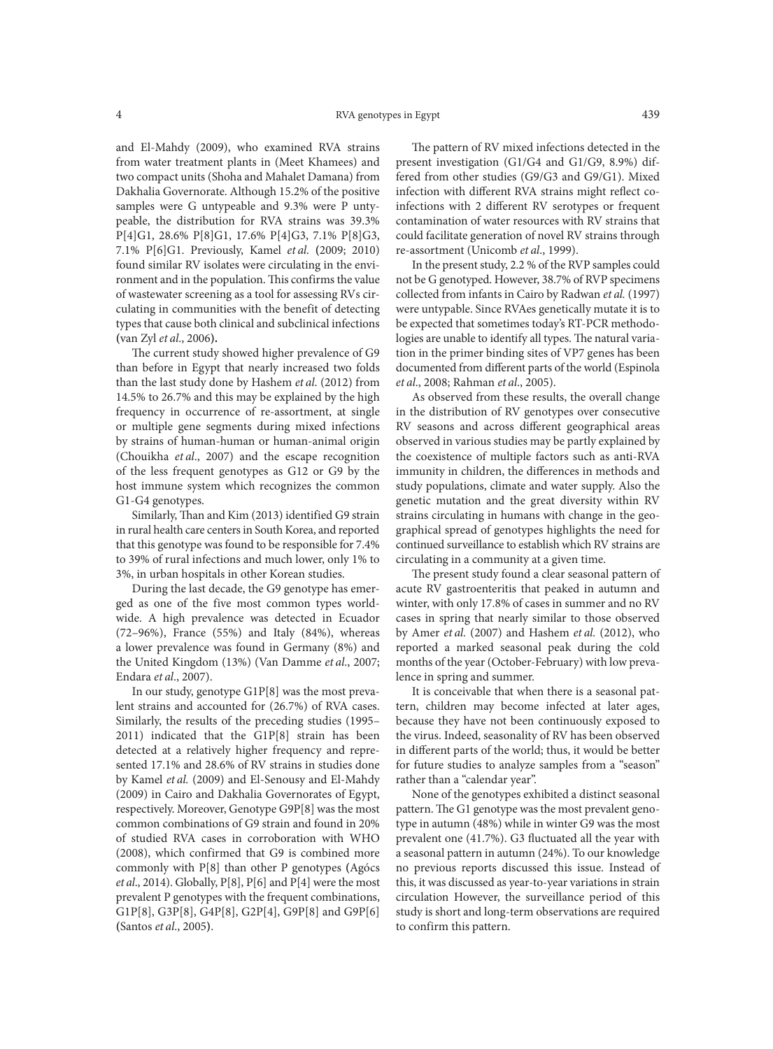and El-Mahdy (2009), who examined RVA strains from water treatment plants in (Meet Khamees) and two compact units (Shoha and Mahalet Damana) from Dakhalia Governorate. Although 15.2% of the positive samples were G untypeable and 9.3% were P untypeable, the distribution for RVA strains was 39.3% P[4]G1, 28.6% P[8]G1, 17.6% P[4]G3, 7.1% P[8]G3, 7.1% P[6]G1. Previously, Kamel *et al.* (2009; 2010) found similar RV isolates were circulating in the environment and in the population. This confirms the value of wastewater screening as a tool for assessing RVs circulating in communities with the benefit of detecting types that cause both clinical and subclinical infections (van Zyl *et al.*, 2006).

The current study showed higher prevalence of G9 than before in Egypt that nearly increased two folds than the last study done by Hashem *et al.* (2012) from 14.5% to 26.7% and this may be explained by the high frequency in occurrence of re-assortment, at single or multiple gene segments during mixed infections by strains of human-human or human-animal origin (Chouikha *et al.*, 2007) and the escape recognition of the less frequent genotypes as G12 or G9 by the host immune system which recognizes the common G1-G4 genotypes.

Similarly, Than and Kim (2013) identified G9 strain in rural health care centers in South Korea, and reported that this genotype was found to be responsible for 7.4% to 39% of rural infections and much lower, only 1% to 3%, in urban hospitals in other Korean studies.

During the last decade, the G9 genotype has emerged as one of the five most common types worldwide. A high prevalence was detected in Ecuador (72–96%), France (55%) and Italy (84%), whereas a lower prevalence was found in Germany (8%) and the United Kingdom (13%) (Van Damme *et al.*, 2007; Endara *et al.*, 2007).

In our study, genotype G1P[8] was the most prevalent strains and accounted for (26.7%) of RVA cases. Similarly, the results of the preceding studies (1995–2011) indicated that the G1P[8] strain has been detected at a relatively higher frequency and represented 17.1% and 28.6% of RV strains in studies done by Kamel *et al.* (2009) and El-Senousy and El-Mahdy (2009) in Cairo and Dakhalia Governorates of Egypt, respectively. Moreover, Genotype G9P[8] was the most common combinations of G9 strain and found in 20% of studied RVA cases in corroboration with WHO (2008), which confirmed that G9 is combined more commonly with P[8] than other P genotypes (Agócs *et al.*, 2014). Globally, P[8], P[6] and P[4] were the most prevalent P genotypes with the frequent combinations, G1P[8], G3P[8], G4P[8], G2P[4], G9P[8] and G9P[6] (Santos *et al.*, 2005).

The pattern of RV mixed infections detected in the present investigation (G1/G4 and G1/G9, 8.9%) differed from other studies (G9/G3 and G9/G1). Mixed infection with different RVA strains might reflect co-infections with 2 different RV serotypes or frequent contamination of water resources with RV strains that could facilitate generation of novel RV strains through re-assortment (Unicomb *et al.*, 1999).

In the present study, 2.2 % of the RVP samples could not be G genotyped. However, 38.7% of RVP specimens collected from infants in Cairo by Radwan *et al.* (1997) were untypable. Since RVAes genetically mutate it is to be expected that sometimes today's RT-PCR methodologies are unable to identify all types. The natural variation in the primer binding sites of VP7 genes has been documented from different parts of the world (Espinola *et al.*, 2008; Rahman *et al.*, 2005).

As observed from these results, the overall change in the distribution of RV genotypes over consecutive RV seasons and across different geographical areas observed in various studies may be partly explained by the coexistence of multiple factors such as anti-RVA immunity in children, the differences in methods and study populations, climate and water supply. Also the genetic mutation and the great diversity within RV strains circulating in humans with change in the geographical spread of genotypes highlights the need for continued surveillance to establish which RV strains are circulating in a community at a given time.

The present study found a clear seasonal pattern of acute RV gastroenteritis that peaked in autumn and winter, with only 17.8% of cases in summer and no RV cases in spring that nearly similar to those observed by Amer *et al.* (2007) and Hashem *et al.* (2012), who reported a marked seasonal peak during the cold months of the year (October-February) with low prevalence in spring and summer.

It is conceivable that when there is a seasonal pattern, children may become infected at later ages, because they have not been continuously exposed to the virus. Indeed, seasonality of RV has been observed in different parts of the world; thus, it would be better for future studies to analyze samples from a "season" rather than a "calendar year".

None of the genotypes exhibited a distinct seasonal pattern. The G1 genotype was the most prevalent genotype in autumn (48%) while in winter G9 was the most prevalent one (41.7%). G3 fluctuated all the year with a seasonal pattern in autumn (24%). To our knowledge no previous reports discussed this issue. Instead of this, it was discussed as year-to-year variations in strain circulation However, the surveillance period of this study is short and long-term observations are required to confirm this pattern.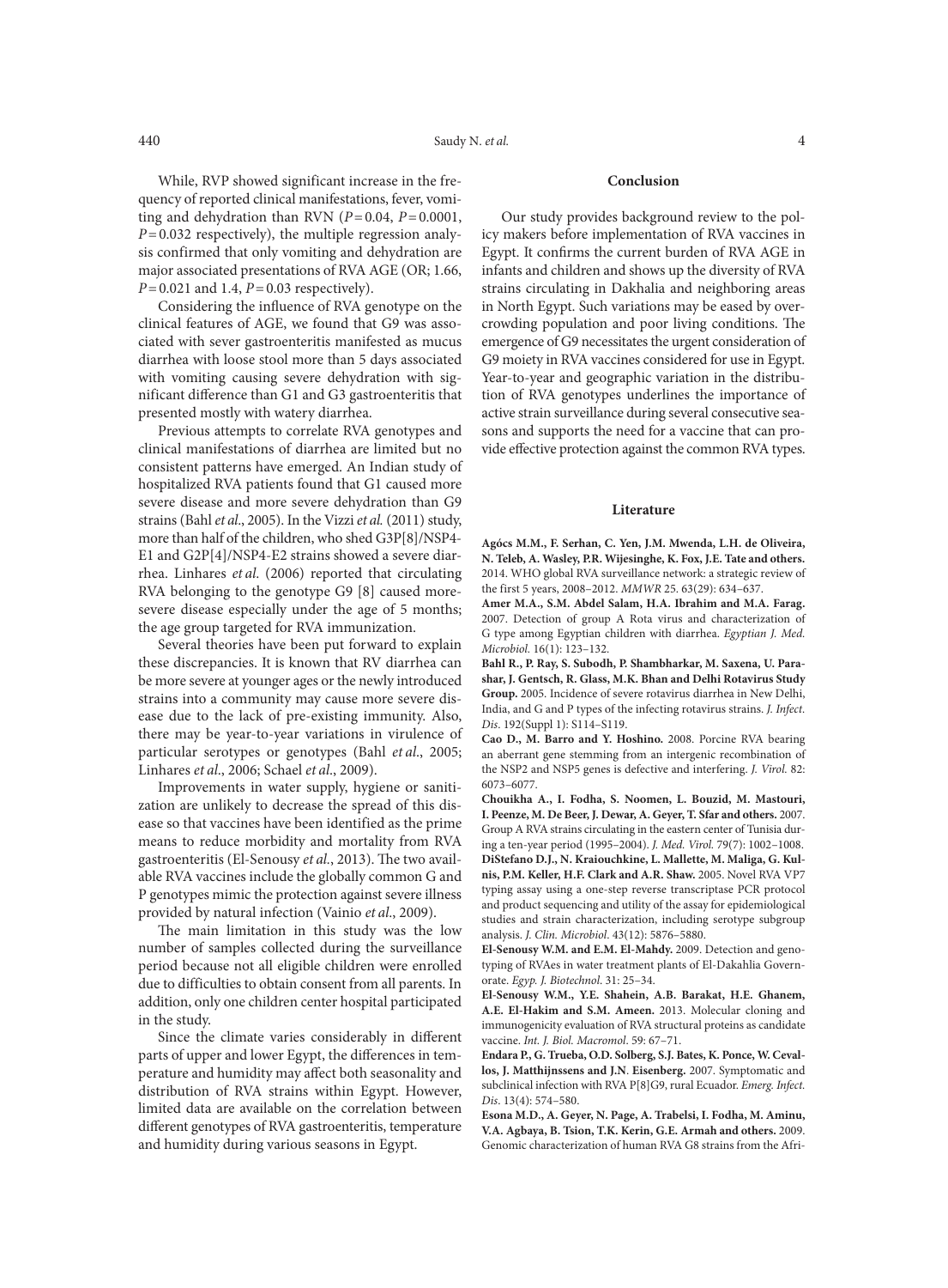While, RVP showed significant increase in the frequency of reported clinical manifestations, fever, vomiting and dehydration than RVN ($P = 0.04$, $P = 0.0001$, $P = 0.032$ respectively), the multiple regression analysis confirmed that only vomiting and dehydration are major associated presentations of RVA AGE (OR; 1.66, $P = 0.021$ and 1.4, $P = 0.03$ respectively).

Considering the influence of RVA genotype on the clinical features of AGE, we found that G9 was associated with sever gastroenteritis manifested as mucus diarrhea with loose stool more than 5 days associated with vomiting causing severe dehydration with significant difference than G1 and G3 gastroenteritis that presented mostly with watery diarrhea.

Previous attempts to correlate RVA genotypes and clinical manifestations of diarrhea are limited but no consistent patterns have emerged. An Indian study of hospitalized RVA patients found that G1 caused more severe disease and more severe dehydration than G9 strains (Bahl *et al*., 2005). In the Vizzi *et al.* (2011) study, more than half of the children, who shed G3P[8]/NSP4-E1 and G2P[4]/NSP4-E2 strains showed a severe diarrhea. Linhares *et al*. (2006) reported that circulating RVA belonging to the genotype G9 [8] caused more-severe disease especially under the age of 5 months; the age group targeted for RVA immunization.

Several theories have been put forward to explain these discrepancies. It is known that RV diarrhea can be more severe at younger ages or the newly introduced strains into a community may cause more severe disease due to the lack of pre-existing immunity. Also, there may be year-to-year variations in virulence of particular serotypes or genotypes (Bahl *et al*., 2005; Linhares *et al*., 2006; Schael *et al*., 2009).

Improvements in water supply, hygiene or sanitization are unlikely to decrease the spread of this disease so that vaccines have been identified as the prime means to reduce morbidity and mortality from RVA gastroenteritis (El-Senousy *et al.*, 2013). The two available RVA vaccines include the globally common G and P genotypes mimic the protection against severe illness provided by natural infection (Vainio *et al*., 2009).

The main limitation in this study was the low number of samples collected during the surveillance period because not all eligible children were enrolled due to difficulties to obtain consent from all parents. In addition, only one children center hospital participated in the study.

Since the climate varies considerably in different parts of upper and lower Egypt, the differences in temperature and humidity may affect both seasonality and distribution of RVA strains within Egypt. However, limited data are available on the correlation between different genotypes of RVA gastroenteritis, temperature and humidity during various seasons in Egypt.

## Conclusion

Our study provides background review to the policy makers before implementation of RVA vaccines in Egypt. It confirms the current burden of RVA AGE in infants and children and shows up the diversity of RVA strains circulating in Dakhalia and neighboring areas in North Egypt. Such variations may be eased by overcrowding population and poor living conditions. The emergence of G9 necessitates the urgent consideration of G9 moiety in RVA vaccines considered for use in Egypt. Year-to-year and geographic variation in the distribution of RVA genotypes underlines the importance of active strain surveillance during several consecutive seasons and supports the need for a vaccine that can provide effective protection against the common RVA types.

## Literature

**Agócs M.M., F. Serhan, C. Yen, J.M. Mwenda, L.H. de Oliveira, N. Teleb, A. Wasley, P.R. Wijesinghe, K. Fox, J.E. Tate and others.** 2014. WHO global RVA surveillance network: a strategic review of the first 5 years, 2008–2012. *MMWR* 25. 63(29): 634–637.

**Amer M.A., S.M. Abdel Salam, H.A. Ibrahim and M.A. Farag.** 2007. Detection of group A Rota virus and characterization of G type among Egyptian children with diarrhea. *Egyptian J. Med. Microbiol.* 16(1): 123–132.

**Bahl R., P. Ray, S. Subodh, P. Shambharkar, M. Saxena, U. Parashar, J. Gentsch, R. Glass, M.K. Bhan and Delhi Rotavirus Study Group.** 2005. Incidence of severe rotavirus diarrhea in New Delhi, India, and G and P types of the infecting rotavirus strains. *J. Infect. Dis*. 192(Suppl 1): S114–S119.

**Cao D., M. Barro and Y. Hoshino.** 2008. Porcine RVA bearing an aberrant gene stemming from an intergenic recombination of the NSP2 and NSP5 genes is defective and interfering. *J. Virol.* 82: 6073–6077.

**Chouikha A., I. Fodha, S. Noomen, L. Bouzid, M. Mastouri, I. Peenze, M. De Beer, J. Dewar, A. Geyer, T. Sfar and others.** 2007. Group A RVA strains circulating in the eastern center of Tunisia during a ten-year period (1995–2004). *J. Med. Virol.* 79(7): 1002–1008.

**DiStefano D.J., N. Kraiouchkine, L. Mallette, M. Maliga, G. Kulnis, P.M. Keller, H.F. Clark and A.R. Shaw.** 2005. Novel RVA VP7 typing assay using a one-step reverse transcriptase PCR protocol and product sequencing and utility of the assay for epidemiological studies and strain characterization, including serotype subgroup analysis. *J. Clin. Microbiol*. 43(12): 5876–5880.

**El-Senousy W.M. and E.M. El-Mahdy.** 2009. Detection and genotyping of RVAes in water treatment plants of El-Dakahlia Governorate. *Egyp. J. Biotechnol*. 31: 25–34.

**El-Senousy W.M., Y.E. Shahein, A.B. Barakat, H.E. Ghanem, A.E. El-Hakim and S.M. Ameen.** 2013. Molecular cloning and immunogenicity evaluation of RVA structural proteins as candidate vaccine. *Int. J. Biol. Macromol*. 59: 67–71.

**Endara P., G. Trueba, O.D. Solberg, S.J. Bates, K. Ponce, W. Cevallos, J. Matthijnssens and J.N**. **Eisenberg.** 2007. Symptomatic and subclinical infection with RVA P[8]G9, rural Ecuador. *Emerg. Infect. Dis*. 13(4): 574–580.

**Esona M.D., A. Geyer, N. Page, A. Trabelsi, I. Fodha, M. Aminu, V.A. Agbaya, B. Tsion, T.K. Kerin, G.E. Armah and others.** 2009. Genomic characterization of human RVA G8 strains from the Afri-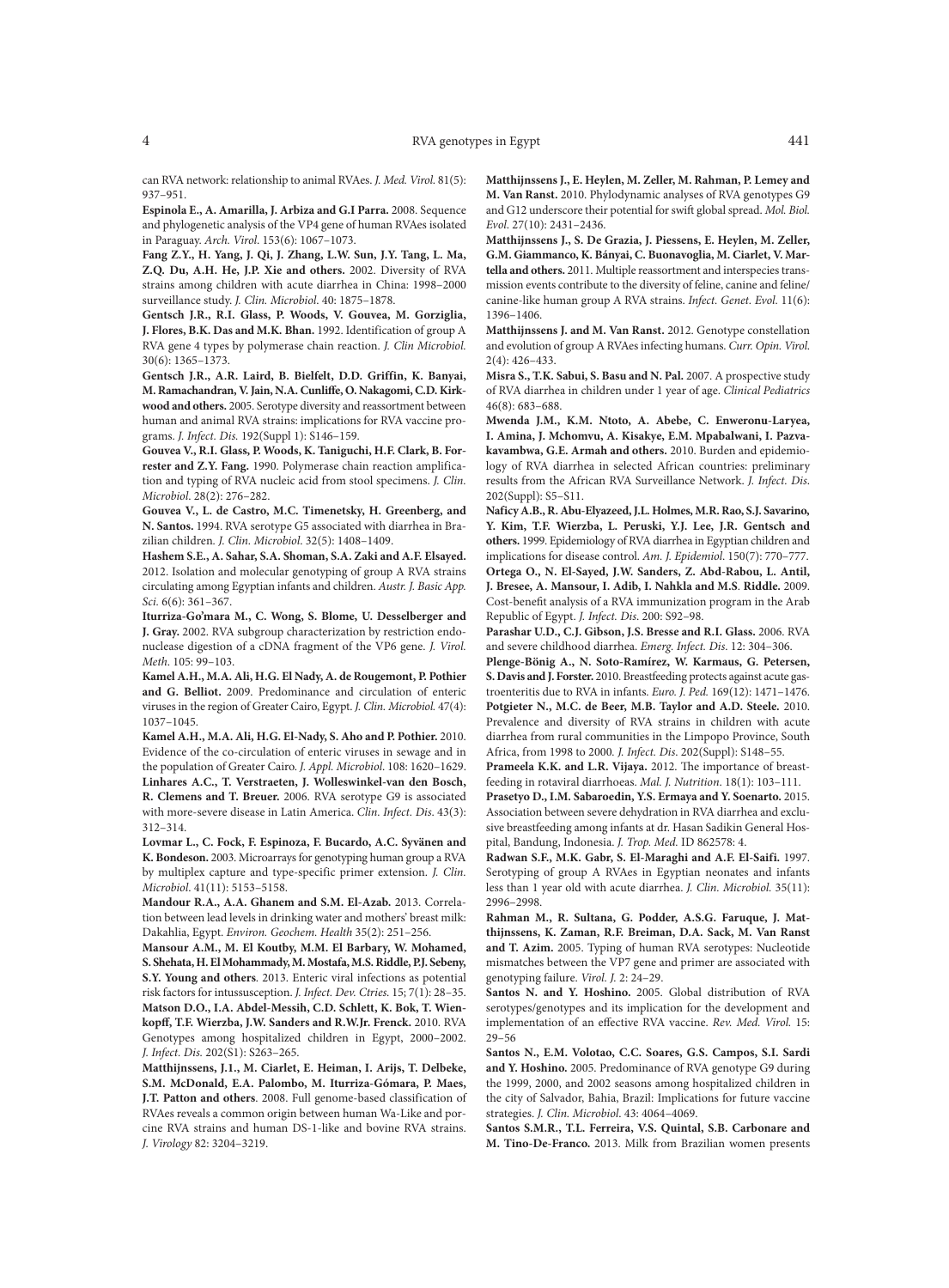can RVA network: relationship to animal RVAes. *J. Med. Virol.* 81(5): 937–951.

**Espinola E., A. Amarilla, J. Arbiza and G.I Parra.** 2008. Sequence and phylogenetic analysis of the VP4 gene of human RVAes isolated in Paraguay. *Arch. Virol.* 153(6): 1067–1073.

**Fang Z.Y., H. Yang, J. Qi, J. Zhang, L.W. Sun, J.Y. Tang, L. Ma, Z.Q. Du, A.H. He, J.P. Xie and others.** 2002. Diversity of RVA strains among children with acute diarrhea in China: 1998–2000 surveillance study. *J. Clin. Microbiol.* 40: 1875–1878.

**Gentsch J.R., R.I. Glass, P. Woods, V. Gouvea, M. Gorziglia, J. Flores, B.K. Das and M.K. Bhan.** 1992. Identification of group A RVA gene 4 types by polymerase chain reaction. *J. Clin Microbiol.* 30(6): 1365–1373.

**Gentsch J.R., A.R. Laird, B. Bielfelt, D.D. Griffin, K. Banyai, M. Ramachandran, V. Jain, N.A. Cunliffe, O. Nakagomi, C.D. Kirkwood and others.** 2005. Serotype diversity and reassortment between human and animal RVA strains: implications for RVA vaccine programs. *J. Infect. Dis.* 192(Suppl 1): S146–159.

**Gouvea V., R.I. Glass, P. Woods, K. Taniguchi, H.F. Clark, B. Forrester and Z.Y. Fang.** 1990. Polymerase chain reaction amplification and typing of RVA nucleic acid from stool specimens. *J. Clin. Microbiol.* 28(2): 276–282.

**Gouvea V., L. de Castro, M.C. Timenetsky, H. Greenberg, and N. Santos.** 1994. RVA serotype G5 associated with diarrhea in Brazilian children. *J. Clin. Microbiol.* 32(5): 1408–1409.

**Hashem S.E., A. Sahar, S.A. Shoman, S.A. Zaki and A.F. Elsayed.** 2012. Isolation and molecular genotyping of group A RVA strains circulating among Egyptian infants and children. *Austr. J. Basic App. Sci.* 6(6): 361–367.

**Iturriza-Go'mara M., C. Wong, S. Blome, U. Desselberger and J. Gray.** 2002. RVA subgroup characterization by restriction endonuclease digestion of a cDNA fragment of the VP6 gene. *J. Virol. Meth.* 105: 99–103.

**Kamel A.H., M.A. Ali, H.G. El Nady, A. de Rougemont, P. Pothier and G. Belliot.** 2009. Predominance and circulation of enteric viruses in the region of Greater Cairo, Egypt. *J. Clin. Microbiol.* 47(4): 1037–1045.

**Kamel A.H., M.A. Ali, H.G. El-Nady, S. Aho and P. Pothier.** 2010. Evidence of the co-circulation of enteric viruses in sewage and in the population of Greater Cairo. *J. Appl. Microbiol.* 108: 1620–1629.

**Linhares A.C., T. Verstraeten, J. Wolleswinkel-van den Bosch, R. Clemens and T. Breuer.** 2006. RVA serotype G9 is associated with more-severe disease in Latin America. *Clin. Infect. Dis.* 43(3): 312–314.

**Lovmar L., C. Fock, F. Espinoza, F. Bucardo, A.C. Syvänen and K. Bondeson.** 2003. Microarrays for genotyping human group a RVA by multiplex capture and type-specific primer extension. *J. Clin. Microbiol.* 41(11): 5153–5158.

**Mandour R.A., A.A. Ghanem and S.M. El-Azab.** 2013. Correlation between lead levels in drinking water and mothers' breast milk: Dakahlia, Egypt. *Environ. Geochem. Health* 35(2): 251–256.

**Mansour A.M., M. El Koutby, M.M. El Barbary, W. Mohamed, S. Shehata, H. El Mohammady, M. Mostafa, M.S. Riddle, P.J. Sebeny, S.Y. Young and others**. 2013. Enteric viral infections as potential risk factors for intussusception. *J. Infect. Dev. Ctries.* 15; 7(1): 28–35.

**Matson D.O., I.A. Abdel-Messih, C.D. Schlett, K. Bok, T. Wienkopff, T.F. Wierzba, J.W. Sanders and R.W.Jr. Frenck.** 2010. RVA Genotypes among hospitalized children in Egypt, 2000–2002. *J. Infect. Dis.* 202(S1): S263–265.

**Matthijnssens, J.1., M. Ciarlet, E. Heiman, I. Arijs, T. Delbeke, S.M. McDonald, E.A. Palombo, M. Iturriza-Gómara, P. Maes, J.T. Patton and others**. 2008. Full genome-based classification of RVAes reveals a common origin between human Wa-Like and porcine RVA strains and human DS-1-like and bovine RVA strains. *J. Virology* 82: 3204–3219.

**Matthijnssens J., E. Heylen, M. Zeller, M. Rahman, P. Lemey and M. Van Ranst.** 2010. Phylodynamic analyses of RVA genotypes G9 and G12 underscore their potential for swift global spread. *Mol. Biol. Evol.* 27(10): 2431–2436.

**Matthijnssens J., S. De Grazia, J. Piessens, E. Heylen, M. Zeller, G.M. Giammanco, K. Bányai, C. Buonavoglia, M. Ciarlet, V. Martella and others.** 2011. Multiple reassortment and interspecies transmission events contribute to the diversity of feline, canine and feline/canine-like human group A RVA strains. *Infect. Genet. Evol.* 11(6): 1396–1406.

**Matthijnssens J. and M. Van Ranst.** 2012. Genotype constellation and evolution of group A RVAes infecting humans. *Curr. Opin. Virol.* 2(4): 426–433.

**Misra S., T.K. Sabui, S. Basu and N. Pal.** 2007. A prospective study of RVA diarrhea in children under 1 year of age. *Clinical Pediatrics* 46(8): 683–688.

**Mwenda J.M., K.M. Ntoto, A. Abebe, C. Enweronu-Laryea, I. Amina, J. Mchomvu, A. Kisakye, E.M. Mpabalwani, I. Pazvakavambwa, G.E. Armah and others.** 2010. Burden and epidemiology of RVA diarrhea in selected African countries: preliminary results from the African RVA Surveillance Network. *J. Infect. Dis.* 202(Suppl): S5–S11.

**Naficy A.B., R. Abu-Elyazeed, J.L. Holmes, M.R. Rao, S.J. Savarino, Y. Kim, T.F. Wierzba, L. Peruski, Y.J. Lee, J.R. Gentsch and others.** 1999. Epidemiology of RVA diarrhea in Egyptian children and implications for disease control. *Am. J. Epidemiol.* 150(7): 770–777.

**Ortega O., N. El-Sayed, J.W. Sanders, Z. Abd-Rabou, L. Antil, J. Bresee, A. Mansour, I. Adib, I. Nahkla and M.S. Riddle.** 2009. Cost-benefit analysis of a RVA immunization program in the Arab Republic of Egypt. *J. Infect. Dis.* 200: S92–98.

**Parashar U.D., C.J. Gibson, J.S. Bresse and R.I. Glass.** 2006. RVA and severe childhood diarrhea. *Emerg. Infect. Dis.* 12: 304–306.

**Plenge-Bönig A., N. Soto-Ramírez, W. Karmaus, G. Petersen, S. Davis and J. Forster.** 2010. Breastfeeding protects against acute gastroenteritis due to RVA in infants. *Euro. J. Ped.* 169(12): 1471–1476.

**Potgieter N., M.C. de Beer, M.B. Taylor and A.D. Steele.** 2010. Prevalence and diversity of RVA strains in children with acute diarrhea from rural communities in the Limpopo Province, South Africa, from 1998 to 2000. *J. Infect. Dis.* 202(Suppl): S148–55.

**Prameela K.K. and L.R. Vijaya.** 2012. The importance of breastfeeding in rotaviral diarrhoeas. *Mal. J. Nutrition.* 18(1): 103–111.

**Prasetyo D., I.M. Sabaroedin, Y.S. Ermaya and Y. Soenarto.** 2015. Association between severe dehydration in RVA diarrhea and exclusive breastfeeding among infants at dr. Hasan Sadikin General Hospital, Bandung, Indonesia. *J. Trop. Med.* ID 862578: 4.

**Radwan S.F., M.K. Gabr, S. El-Maraghi and A.F. El-Saifi.** 1997. Serotyping of group A RVAes in Egyptian neonates and infants less than 1 year old with acute diarrhea. *J. Clin. Microbiol.* 35(11): 2996–2998.

**Rahman M., R. Sultana, G. Podder, A.S.G. Faruque, J. Matthijnssens, K. Zaman, R.F. Breiman, D.A. Sack, M. Van Ranst and T. Azim.** 2005. Typing of human RVA serotypes: Nucleotide mismatches between the VP7 gene and primer are associated with genotyping failure. *Virol. J.* 2: 24–29.

**Santos N. and Y. Hoshino.** 2005. Global distribution of RVA serotypes/genotypes and its implication for the development and implementation of an effective RVA vaccine. *Rev. Med. Virol.* 15: 29–56

**Santos N., E.M. Volotao, C.C. Soares, G.S. Campos, S.I. Sardi and Y. Hoshino.** 2005. Predominance of RVA genotype G9 during the 1999, 2000, and 2002 seasons among hospitalized children in the city of Salvador, Bahia, Brazil: Implications for future vaccine strategies. *J. Clin. Microbiol.* 43: 4064–4069.

**Santos S.M.R., T.L. Ferreira, V.S. Quintal, S.B. Carbonare and M. Tino-De-Franco.** 2013. Milk from Brazilian women presents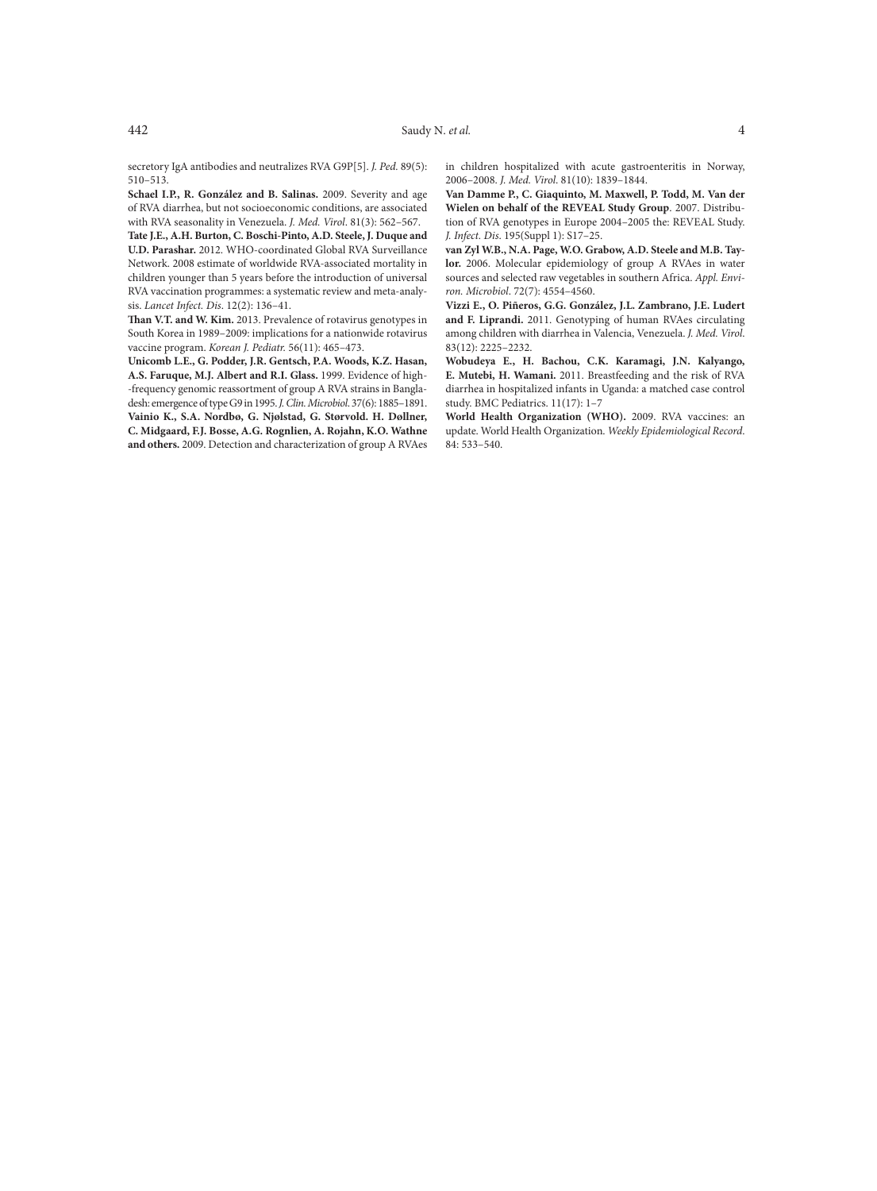secretory IgA antibodies and neutralizes RVA G9P[5]. *J. Ped.* 89(5): 510–513.

**Schael I.P., R. González and B. Salinas.** 2009. Severity and age of RVA diarrhea, but not socioeconomic conditions, are associated with RVA seasonality in Venezuela. *J. Med. Virol*. 81(3): 562–567.

**Tate J.E., A.H. Burton, C. Boschi-Pinto, A.D. Steele, J. Duque and U.D. Parashar.** 2012. WHO-coordinated Global RVA Surveillance Network. 2008 estimate of worldwide RVA-associated mortality in children younger than 5 years before the introduction of universal RVA vaccination programmes: a systematic review and meta-analysis. *Lancet Infect. Dis*. 12(2): 136–41.

**Than V.T. and W. Kim.** 2013. Prevalence of rotavirus genotypes in South Korea in 1989–2009: implications for a nationwide rotavirus vaccine program. *Korean J. Pediatr.* 56(11): 465–473.

**Unicomb L.E., G. Podder, J.R. Gentsch, P.A. Woods, K.Z. Hasan, A.S. Faruque, M.J. Albert and R.I. Glass.** 1999. Evidence of high--frequency genomic reassortment of group A RVA strains in Bangladesh: emergence of type G9 in 1995. *J. Clin. Microbiol*. 37(6): 1885–1891.

**Vainio K., S.A. Nordbø, G. Njølstad, G. Størvold. H. Døllner, C. Midgaard, F.J. Bosse, A.G. Rognlien, A. Rojahn, K.O. Wathne and others.** 2009. Detection and characterization of group A RVAes in children hospitalized with acute gastroenteritis in Norway, 2006–2008. *J. Med. Virol*. 81(10): 1839–1844.

**Van Damme P., C. Giaquinto, M. Maxwell, P. Todd, M. Van der Wielen on behalf of the REVEAL Study Group**. 2007. Distribution of RVA genotypes in Europe 2004–2005 the: REVEAL Study. *J. Infect. Dis*. 195(Suppl 1): S17–25.

**van Zyl W.B., N.A. Page, W.O. Grabow, A.D. Steele and M.B. Taylor.** 2006. Molecular epidemiology of group A RVAes in water sources and selected raw vegetables in southern Africa. *Appl. Environ. Microbiol*. 72(7): 4554–4560.

**Vizzi E., O. Piñeros, G.G. González, J.L. Zambrano, J.E. Ludert and F. Liprandi.** 2011. Genotyping of human RVAes circulating among children with diarrhea in Valencia, Venezuela. *J. Med. Virol*. 83(12): 2225–2232.

**Wobudeya E., H. Bachou, C.K. Karamagi, J.N. Kalyango, E. Mutebi, H. Wamani.** 2011. Breastfeeding and the risk of RVA diarrhea in hospitalized infants in Uganda: a matched case control study. BMC Pediatrics. 11(17): 1–7

**World Health Organization (WHO).** 2009. RVA vaccines: an update. World Health Organization. *Weekly Epidemiological Record*. 84: 533–540.